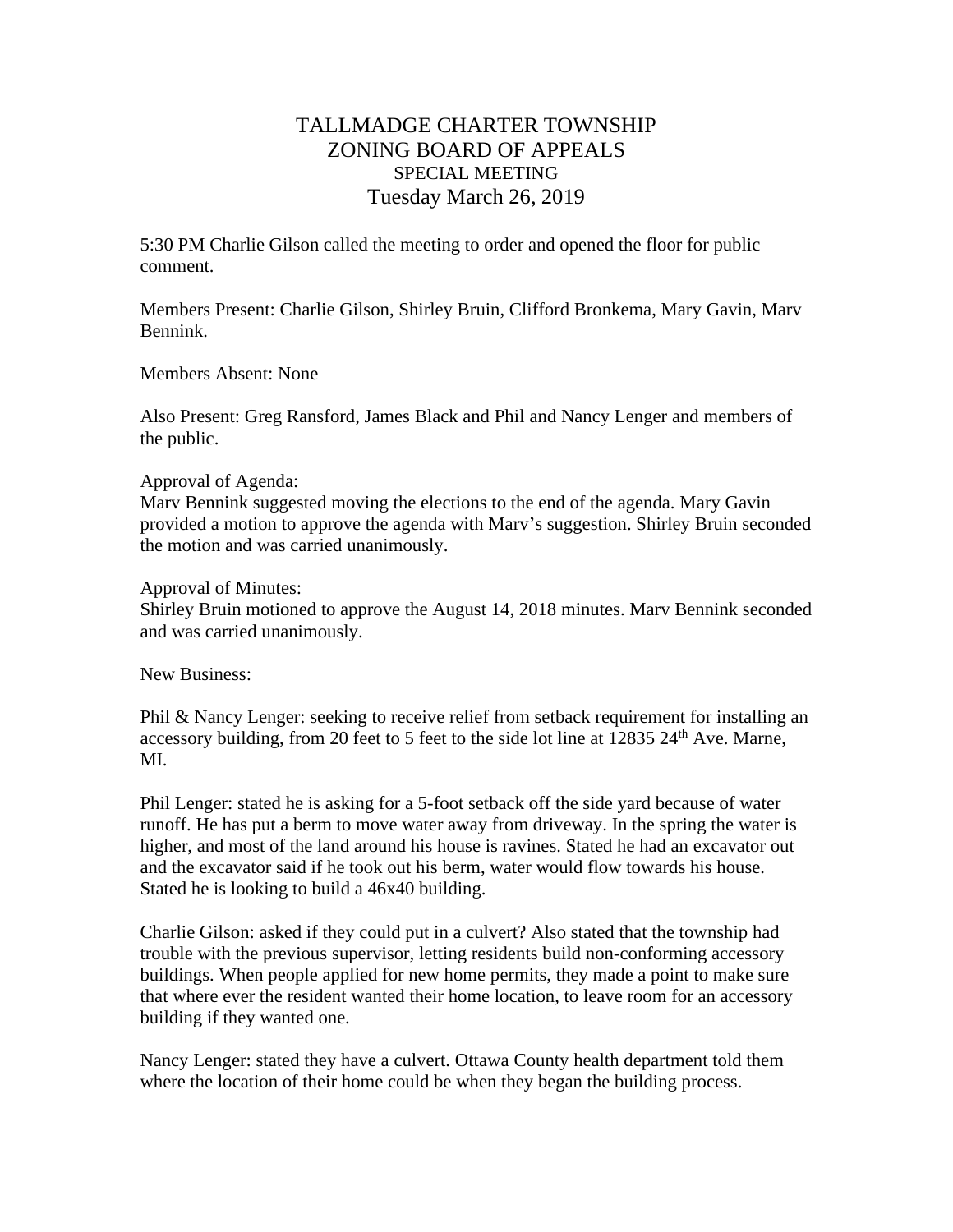# TALLMADGE CHARTER TOWNSHIP
# ZONING BOARD OF APPEALS
## SPECIAL MEETING
## Tuesday March 26, 2019

5:30 PM Charlie Gilson called the meeting to order and opened the floor for public comment.

Members Present: Charlie Gilson, Shirley Bruin, Clifford Bronkema, Mary Gavin, Marv Bennink.

Members Absent: None

Also Present: Greg Ransford, James Black and Phil and Nancy Lenger and members of the public.

Approval of Agenda:
Marv Bennink suggested moving the elections to the end of the agenda. Mary Gavin provided a motion to approve the agenda with Marv's suggestion. Shirley Bruin seconded the motion and was carried unanimously.

Approval of Minutes:
Shirley Bruin motioned to approve the August 14, 2018 minutes. Marv Bennink seconded and was carried unanimously.

New Business:

Phil & Nancy Lenger: seeking to receive relief from setback requirement for installing an accessory building, from 20 feet to 5 feet to the side lot line at 12835 24th Ave. Marne, MI.

Phil Lenger: stated he is asking for a 5-foot setback off the side yard because of water runoff. He has put a berm to move water away from driveway. In the spring the water is higher, and most of the land around his house is ravines. Stated he had an excavator out and the excavator said if he took out his berm, water would flow towards his house. Stated he is looking to build a 46x40 building.

Charlie Gilson: asked if they could put in a culvert? Also stated that the township had trouble with the previous supervisor, letting residents build non-conforming accessory buildings. When people applied for new home permits, they made a point to make sure that where ever the resident wanted their home location, to leave room for an accessory building if they wanted one.

Nancy Lenger: stated they have a culvert. Ottawa County health department told them where the location of their home could be when they began the building process.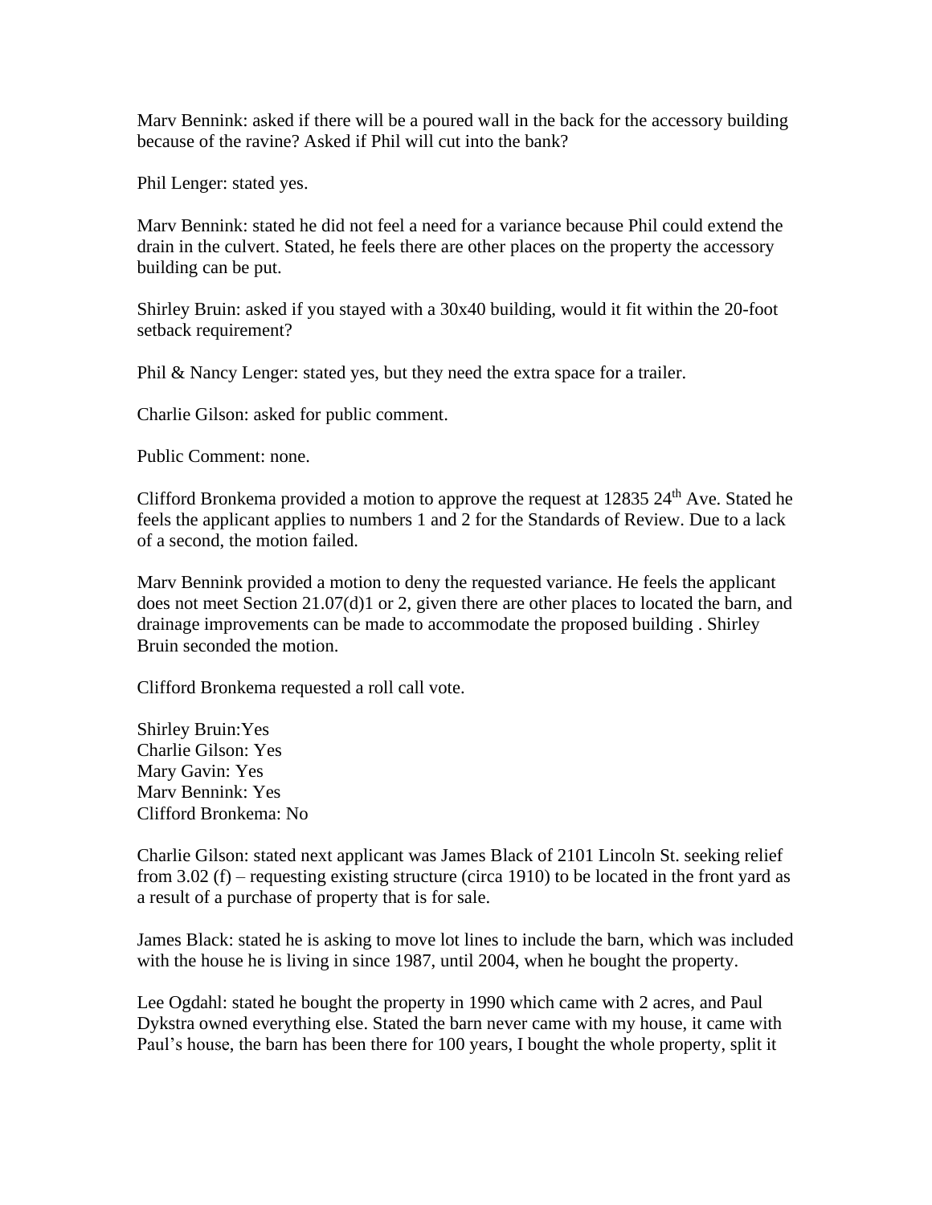Marv Bennink: asked if there will be a poured wall in the back for the accessory building because of the ravine? Asked if Phil will cut into the bank?

Phil Lenger: stated yes.

Marv Bennink: stated he did not feel a need for a variance because Phil could extend the drain in the culvert. Stated, he feels there are other places on the property the accessory building can be put.

Shirley Bruin: asked if you stayed with a 30x40 building, would it fit within the 20-foot setback requirement?

Phil & Nancy Lenger: stated yes, but they need the extra space for a trailer.

Charlie Gilson: asked for public comment.

Public Comment: none.

Clifford Bronkema provided a motion to approve the request at 12835 24th Ave. Stated he feels the applicant applies to numbers 1 and 2 for the Standards of Review. Due to a lack of a second, the motion failed.

Marv Bennink provided a motion to deny the requested variance. He feels the applicant does not meet Section 21.07(d)1 or 2, given there are other places to located the barn, and drainage improvements can be made to accommodate the proposed building . Shirley Bruin seconded the motion.

Clifford Bronkema requested a roll call vote.

Shirley Bruin:Yes
Charlie Gilson: Yes
Mary Gavin: Yes
Marv Bennink: Yes
Clifford Bronkema: No

Charlie Gilson: stated next applicant was James Black of 2101 Lincoln St. seeking relief from 3.02 (f) – requesting existing structure (circa 1910) to be located in the front yard as a result of a purchase of property that is for sale.

James Black: stated he is asking to move lot lines to include the barn, which was included with the house he is living in since 1987, until 2004, when he bought the property.

Lee Ogdahl: stated he bought the property in 1990 which came with 2 acres, and Paul Dykstra owned everything else. Stated the barn never came with my house, it came with Paul's house, the barn has been there for 100 years, I bought the whole property, split it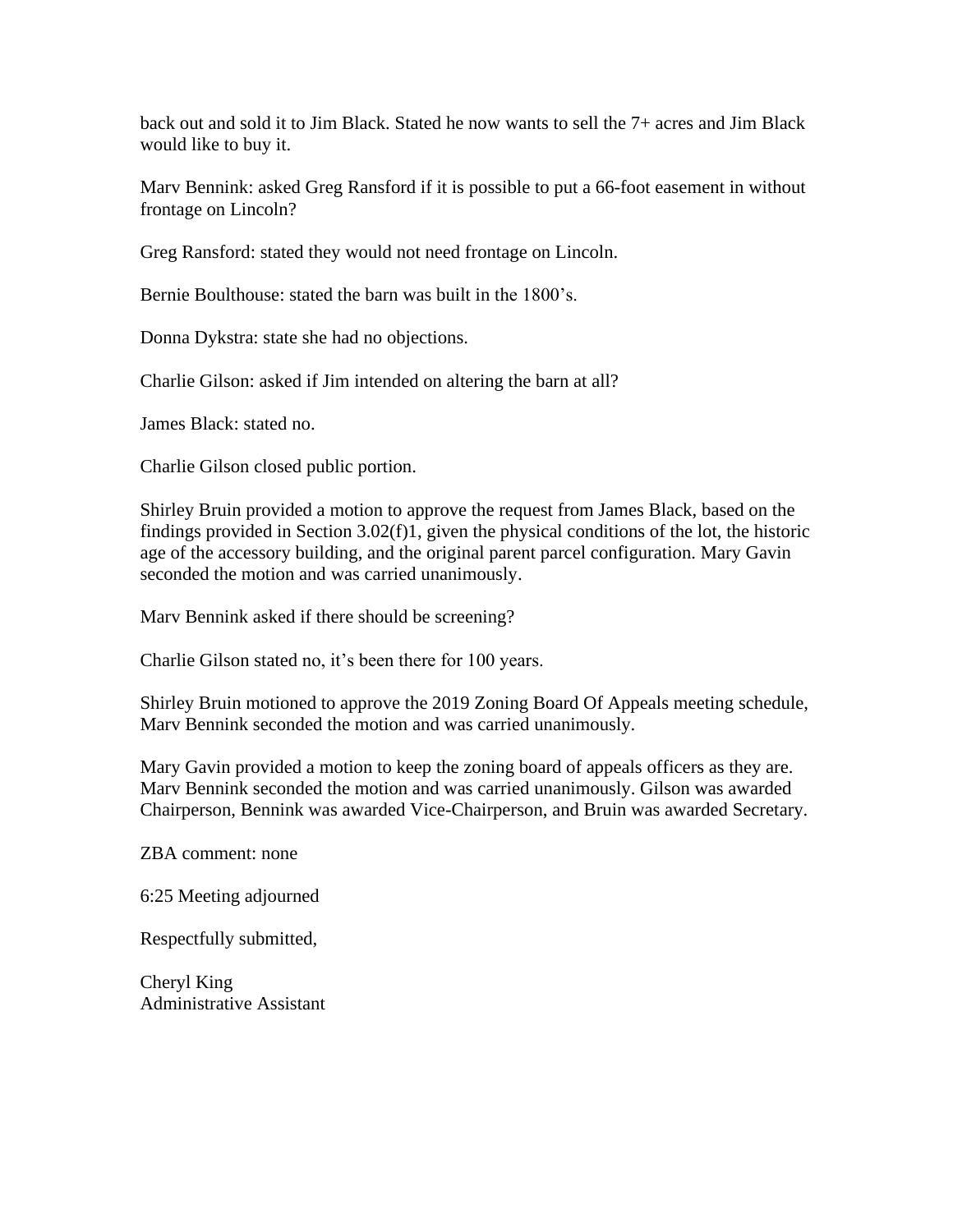back out and sold it to Jim Black. Stated he now wants to sell the 7+ acres and Jim Black would like to buy it.

Marv Bennink: asked Greg Ransford if it is possible to put a 66-foot easement in without frontage on Lincoln?

Greg Ransford: stated they would not need frontage on Lincoln.

Bernie Boulthouse: stated the barn was built in the 1800's.

Donna Dykstra: state she had no objections.

Charlie Gilson: asked if Jim intended on altering the barn at all?

James Black: stated no.

Charlie Gilson closed public portion.

Shirley Bruin provided a motion to approve the request from James Black, based on the findings provided in Section 3.02(f)1, given the physical conditions of the lot, the historic age of the accessory building, and the original parent parcel configuration. Mary Gavin seconded the motion and was carried unanimously.

Marv Bennink asked if there should be screening?

Charlie Gilson stated no, it's been there for 100 years.

Shirley Bruin motioned to approve the 2019 Zoning Board Of Appeals meeting schedule, Marv Bennink seconded the motion and was carried unanimously.

Mary Gavin provided a motion to keep the zoning board of appeals officers as they are. Marv Bennink seconded the motion and was carried unanimously. Gilson was awarded Chairperson, Bennink was awarded Vice-Chairperson, and Bruin was awarded Secretary.

ZBA comment: none

6:25 Meeting adjourned

Respectfully submitted,

Cheryl King  
Administrative Assistant